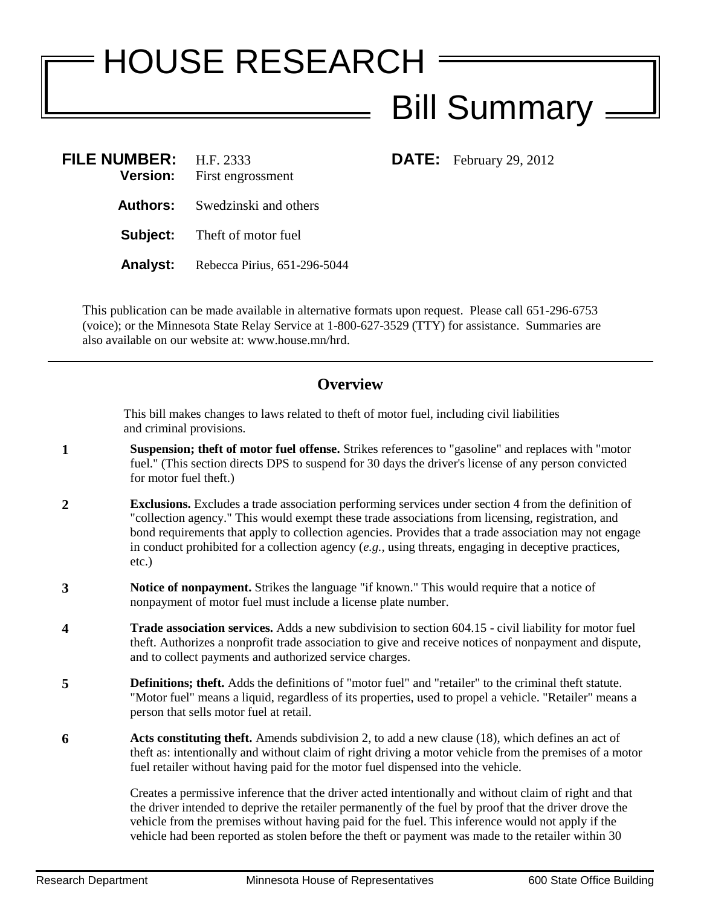# HOUSE RESEARCH

## Bill Summary

**FILE NUMBER:** H.F. 2333
**Version:** First engrossment

**DATE:** February 29, 2012

**Authors:** Swedzinski and others

**Subject:** Theft of motor fuel

**Analyst:** Rebecca Pirius, 651-296-5044

This publication can be made available in alternative formats upon request. Please call 651-296-6753 (voice); or the Minnesota State Relay Service at 1-800-627-3529 (TTY) for assistance. Summaries are also available on our website at: www.house.mn/hrd.

---

## Overview

This bill makes changes to laws related to theft of motor fuel, including civil liabilities and criminal provisions.

**1** **Suspension; theft of motor fuel offense.** Strikes references to "gasoline" and replaces with "motor fuel." (This section directs DPS to suspend for 30 days the driver's license of any person convicted for motor fuel theft.)

**2** **Exclusions.** Excludes a trade association performing services under section 4 from the definition of "collection agency." This would exempt these trade associations from licensing, registration, and bond requirements that apply to collection agencies. Provides that a trade association may not engage in conduct prohibited for a collection agency (*e.g.,* using threats, engaging in deceptive practices, etc.)

**3** **Notice of nonpayment.** Strikes the language "if known." This would require that a notice of nonpayment of motor fuel must include a license plate number.

**4** **Trade association services.** Adds a new subdivision to section 604.15 - civil liability for motor fuel theft. Authorizes a nonprofit trade association to give and receive notices of nonpayment and dispute, and to collect payments and authorized service charges.

**5** **Definitions; theft.** Adds the definitions of "motor fuel" and "retailer" to the criminal theft statute. "Motor fuel" means a liquid, regardless of its properties, used to propel a vehicle. "Retailer" means a person that sells motor fuel at retail.

**6** **Acts constituting theft.** Amends subdivision 2, to add a new clause (18), which defines an act of theft as: intentionally and without claim of right driving a motor vehicle from the premises of a motor fuel retailer without having paid for the motor fuel dispensed into the vehicle.

Creates a permissive inference that the driver acted intentionally and without claim of right and that the driver intended to deprive the retailer permanently of the fuel by proof that the driver drove the vehicle from the premises without having paid for the fuel. This inference would not apply if the vehicle had been reported as stolen before the theft or payment was made to the retailer within 30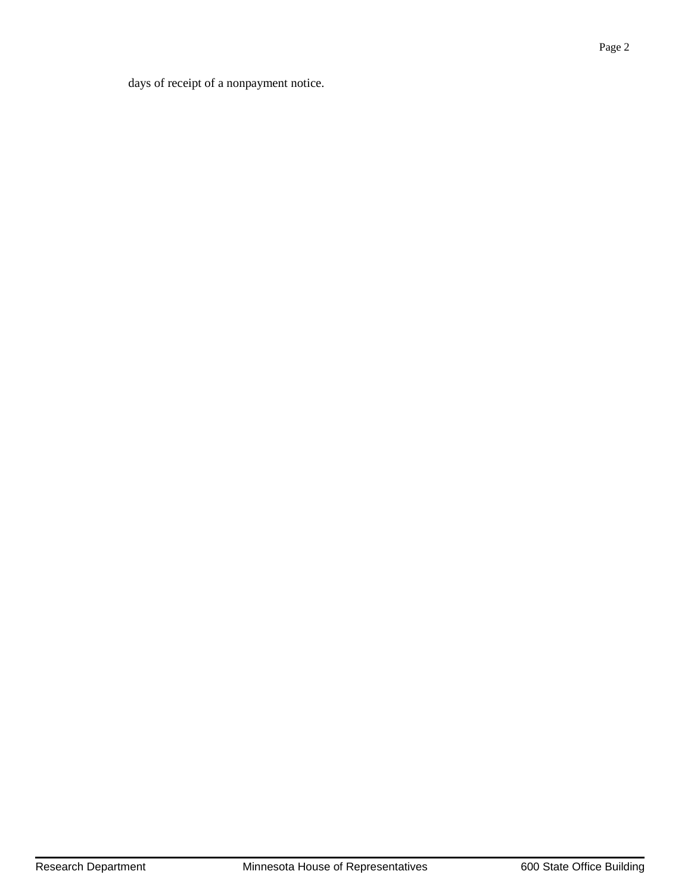days of receipt of a nonpayment notice.